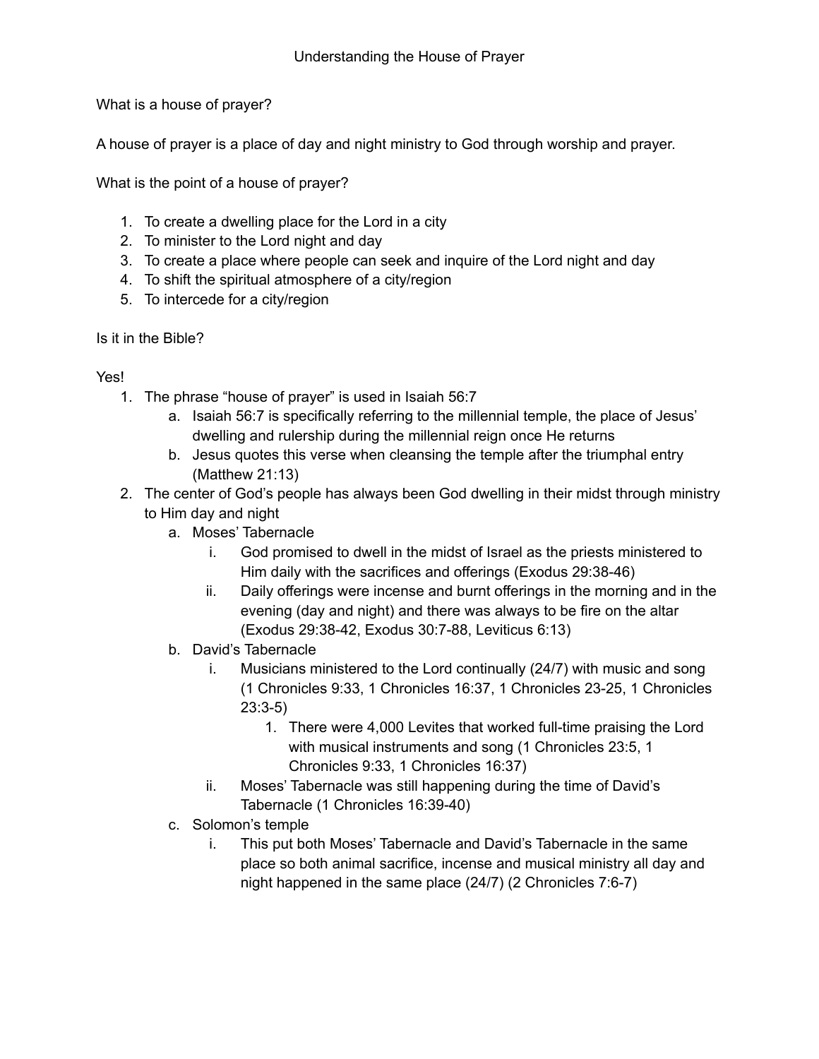# Understanding the House of Prayer

What is a house of prayer?

A house of prayer is a place of day and night ministry to God through worship and prayer.

What is the point of a house of prayer?

1. To create a dwelling place for the Lord in a city
2. To minister to the Lord night and day
3. To create a place where people can seek and inquire of the Lord night and day
4. To shift the spiritual atmosphere of a city/region
5. To intercede for a city/region

Is it in the Bible?

Yes!

1. The phrase "house of prayer" is used in Isaiah 56:7
   a. Isaiah 56:7 is specifically referring to the millennial temple, the place of Jesus' dwelling and rulership during the millennial reign once He returns
   b. Jesus quotes this verse when cleansing the temple after the triumphal entry (Matthew 21:13)
2. The center of God's people has always been God dwelling in their midst through ministry to Him day and night
   a. Moses' Tabernacle
      i. God promised to dwell in the midst of Israel as the priests ministered to Him daily with the sacrifices and offerings (Exodus 29:38-46)
      ii. Daily offerings were incense and burnt offerings in the morning and in the evening (day and night) and there was always to be fire on the altar (Exodus 29:38-42, Exodus 30:7-88, Leviticus 6:13)
   b. David's Tabernacle
      i. Musicians ministered to the Lord continually (24/7) with music and song (1 Chronicles 9:33, 1 Chronicles 16:37, 1 Chronicles 23-25, 1 Chronicles 23:3-5)
         1. There were 4,000 Levites that worked full-time praising the Lord with musical instruments and song (1 Chronicles 23:5, 1 Chronicles 9:33, 1 Chronicles 16:37)
      ii. Moses' Tabernacle was still happening during the time of David's Tabernacle (1 Chronicles 16:39-40)
   c. Solomon's temple
      i. This put both Moses' Tabernacle and David's Tabernacle in the same place so both animal sacrifice, incense and musical ministry all day and night happened in the same place (24/7) (2 Chronicles 7:6-7)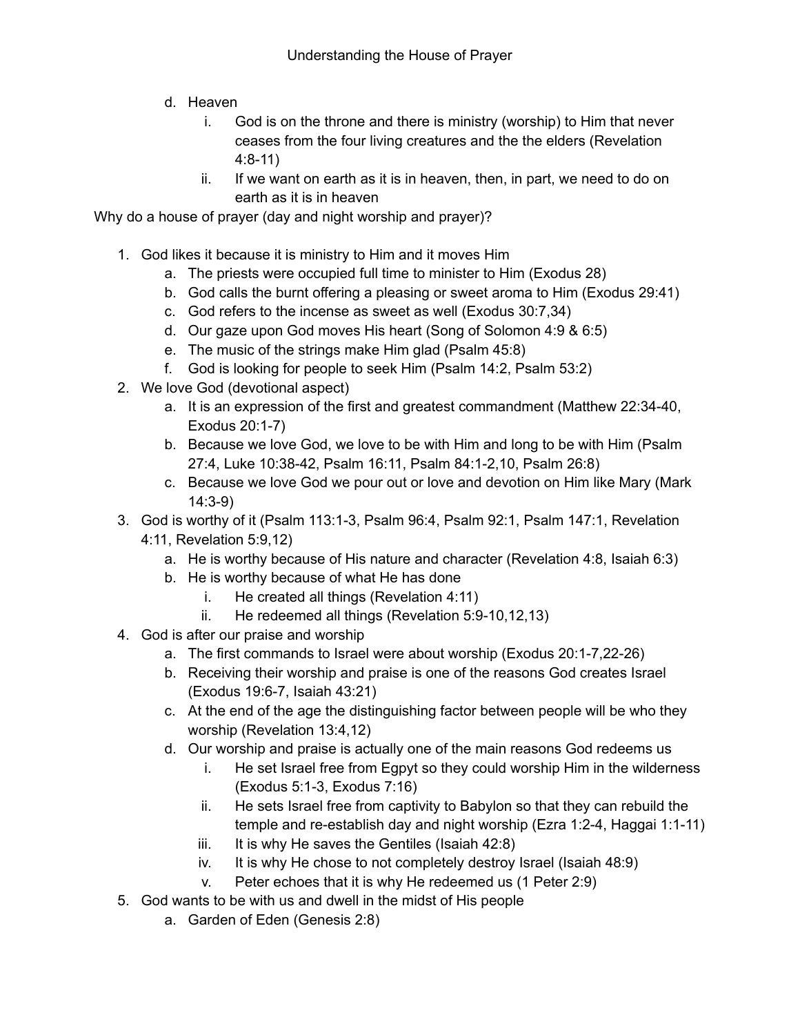d. Heaven
    i. God is on the throne and there is ministry (worship) to Him that never ceases from the four living creatures and the the elders (Revelation 4:8-11)
    ii. If we want on earth as it is in heaven, then, in part, we need to do on earth as it is in heaven

Why do a house of prayer (day and night worship and prayer)?

1. God likes it because it is ministry to Him and it moves Him
    a. The priests were occupied full time to minister to Him (Exodus 28)
    b. God calls the burnt offering a pleasing or sweet aroma to Him (Exodus 29:41)
    c. God refers to the incense as sweet as well (Exodus 30:7,34)
    d. Our gaze upon God moves His heart (Song of Solomon 4:9 & 6:5)
    e. The music of the strings make Him glad (Psalm 45:8)
    f. God is looking for people to seek Him (Psalm 14:2, Psalm 53:2)
2. We love God (devotional aspect)
    a. It is an expression of the first and greatest commandment (Matthew 22:34-40, Exodus 20:1-7)
    b. Because we love God, we love to be with Him and long to be with Him (Psalm 27:4, Luke 10:38-42, Psalm 16:11, Psalm 84:1-2,10, Psalm 26:8)
    c. Because we love God we pour out or love and devotion on Him like Mary (Mark 14:3-9)
3. God is worthy of it (Psalm 113:1-3, Psalm 96:4, Psalm 92:1, Psalm 147:1, Revelation 4:11, Revelation 5:9,12)
    a. He is worthy because of His nature and character (Revelation 4:8, Isaiah 6:3)
    b. He is worthy because of what He has done
        i. He created all things (Revelation 4:11)
        ii. He redeemed all things (Revelation 5:9-10,12,13)
4. God is after our praise and worship
    a. The first commands to Israel were about worship (Exodus 20:1-7,22-26)
    b. Receiving their worship and praise is one of the reasons God creates Israel (Exodus 19:6-7, Isaiah 43:21)
    c. At the end of the age the distinguishing factor between people will be who they worship (Revelation 13:4,12)
    d. Our worship and praise is actually one of the main reasons God redeems us
        i. He set Israel free from Egpyt so they could worship Him in the wilderness (Exodus 5:1-3, Exodus 7:16)
        ii. He sets Israel free from captivity to Babylon so that they can rebuild the temple and re-establish day and night worship (Ezra 1:2-4, Haggai 1:1-11)
        iii. It is why He saves the Gentiles (Isaiah 42:8)
        iv. It is why He chose to not completely destroy Israel (Isaiah 48:9)
        v. Peter echoes that it is why He redeemed us (1 Peter 2:9)
5. God wants to be with us and dwell in the midst of His people
    a. Garden of Eden (Genesis 2:8)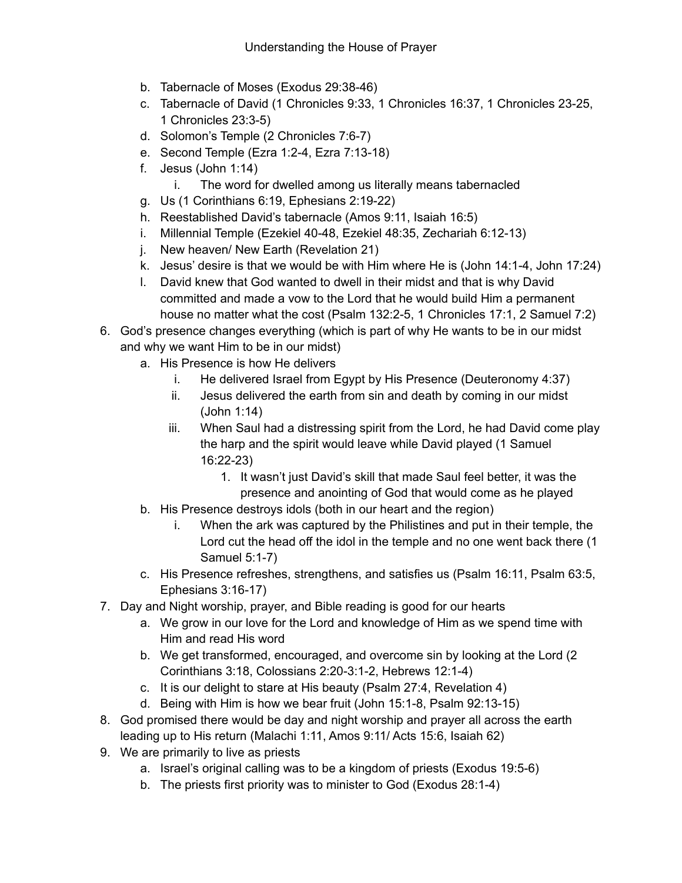b. Tabernacle of Moses (Exodus 29:38-46)
   c. Tabernacle of David (1 Chronicles 9:33, 1 Chronicles 16:37, 1 Chronicles 23-25, 1 Chronicles 23:3-5)
   d. Solomon's Temple (2 Chronicles 7:6-7)
   e. Second Temple (Ezra 1:2-4, Ezra 7:13-18)
   f. Jesus (John 1:14)
      i. The word for dwelled among us literally means tabernacled
   g. Us (1 Corinthians 6:19, Ephesians 2:19-22)
   h. Reestablished David's tabernacle (Amos 9:11, Isaiah 16:5)
   i. Millennial Temple (Ezekiel 40-48, Ezekiel 48:35, Zechariah 6:12-13)
   j. New heaven/ New Earth (Revelation 21)
   k. Jesus' desire is that we would be with Him where He is (John 14:1-4, John 17:24)
   l. David knew that God wanted to dwell in their midst and that is why David committed and made a vow to the Lord that he would build Him a permanent house no matter what the cost (Psalm 132:2-5, 1 Chronicles 17:1, 2 Samuel 7:2)

6. God's presence changes everything (which is part of why He wants to be in our midst and why we want Him to be in our midst)
   a. His Presence is how He delivers
      i. He delivered Israel from Egypt by His Presence (Deuteronomy 4:37)
      ii. Jesus delivered the earth from sin and death by coming in our midst (John 1:14)
      iii. When Saul had a distressing spirit from the Lord, he had David come play the harp and the spirit would leave while David played (1 Samuel 16:22-23)
         1. It wasn't just David's skill that made Saul feel better, it was the presence and anointing of God that would come as he played
   b. His Presence destroys idols (both in our heart and the region)
      i. When the ark was captured by the Philistines and put in their temple, the Lord cut the head off the idol in the temple and no one went back there (1 Samuel 5:1-7)
   c. His Presence refreshes, strengthens, and satisfies us (Psalm 16:11, Psalm 63:5, Ephesians 3:16-17)

7. Day and Night worship, prayer, and Bible reading is good for our hearts
   a. We grow in our love for the Lord and knowledge of Him as we spend time with Him and read His word
   b. We get transformed, encouraged, and overcome sin by looking at the Lord (2 Corinthians 3:18, Colossians 2:20-3:1-2, Hebrews 12:1-4)
   c. It is our delight to stare at His beauty (Psalm 27:4, Revelation 4)
   d. Being with Him is how we bear fruit (John 15:1-8, Psalm 92:13-15)

8. God promised there would be day and night worship and prayer all across the earth leading up to His return (Malachi 1:11, Amos 9:11/ Acts 15:6, Isaiah 62)

9. We are primarily to live as priests
   a. Israel's original calling was to be a kingdom of priests (Exodus 19:5-6)
   b. The priests first priority was to minister to God (Exodus 28:1-4)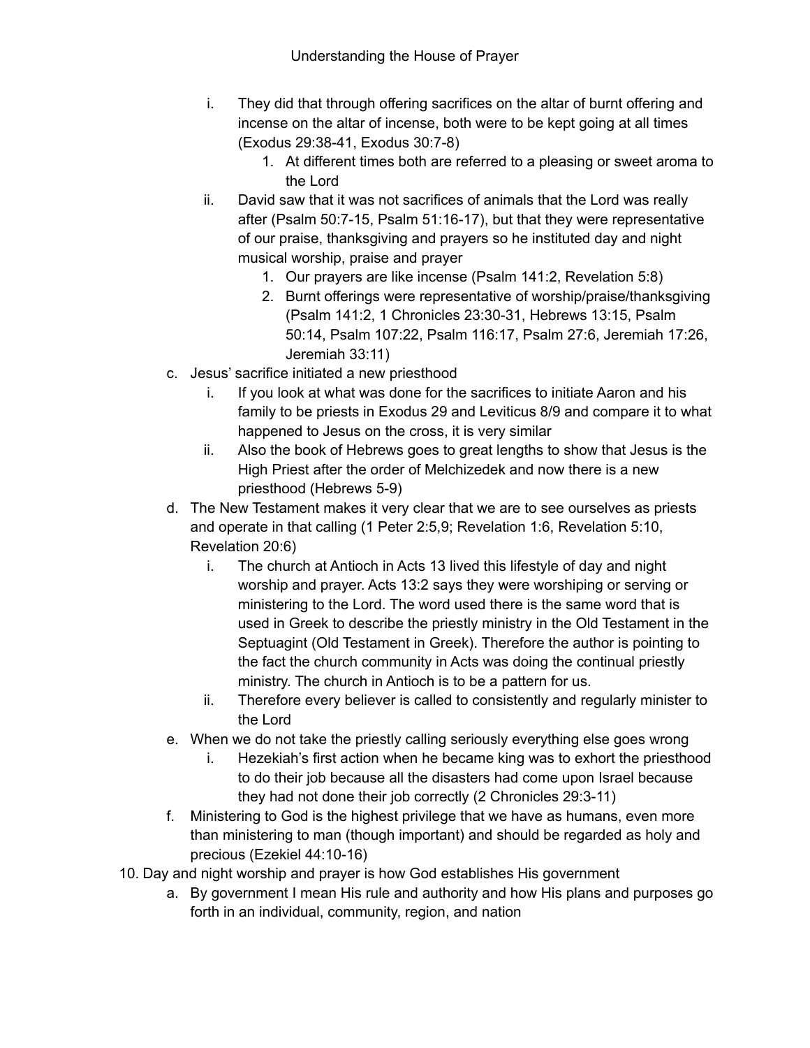Understanding the House of Prayer

- i. They did that through offering sacrifices on the altar of burnt offering and incense on the altar of incense, both were to be kept going at all times (Exodus 29:38-41, Exodus 30:7-8)
  1. At different times both are referred to a pleasing or sweet aroma to the Lord
- ii. David saw that it was not sacrifices of animals that the Lord was really after (Psalm 50:7-15, Psalm 51:16-17), but that they were representative of our praise, thanksgiving and prayers so he instituted day and night musical worship, praise and prayer
  1. Our prayers are like incense (Psalm 141:2, Revelation 5:8)
  2. Burnt offerings were representative of worship/praise/thanksgiving (Psalm 141:2, 1 Chronicles 23:30-31, Hebrews 13:15, Psalm 50:14, Psalm 107:22, Psalm 116:17, Psalm 27:6, Jeremiah 17:26, Jeremiah 33:11)

c. Jesus' sacrifice initiated a new priesthood
   - i. If you look at what was done for the sacrifices to initiate Aaron and his family to be priests in Exodus 29 and Leviticus 8/9 and compare it to what happened to Jesus on the cross, it is very similar
   - ii. Also the book of Hebrews goes to great lengths to show that Jesus is the High Priest after the order of Melchizedek and now there is a new priesthood (Hebrews 5-9)

d. The New Testament makes it very clear that we are to see ourselves as priests and operate in that calling (1 Peter 2:5,9; Revelation 1:6, Revelation 5:10, Revelation 20:6)
   - i. The church at Antioch in Acts 13 lived this lifestyle of day and night worship and prayer. Acts 13:2 says they were worshiping or serving or ministering to the Lord. The word used there is the same word that is used in Greek to describe the priestly ministry in the Old Testament in the Septuagint (Old Testament in Greek). Therefore the author is pointing to the fact the church community in Acts was doing the continual priestly ministry. The church in Antioch is to be a pattern for us.
   - ii. Therefore every believer is called to consistently and regularly minister to the Lord

e. When we do not take the priestly calling seriously everything else goes wrong
   - i. Hezekiah's first action when he became king was to exhort the priesthood to do their job because all the disasters had come upon Israel because they had not done their job correctly (2 Chronicles 29:3-11)

f. Ministering to God is the highest privilege that we have as humans, even more than ministering to man (though important) and should be regarded as holy and precious (Ezekiel 44:10-16)

10. Day and night worship and prayer is how God establishes His government
    a. By government I mean His rule and authority and how His plans and purposes go forth in an individual, community, region, and nation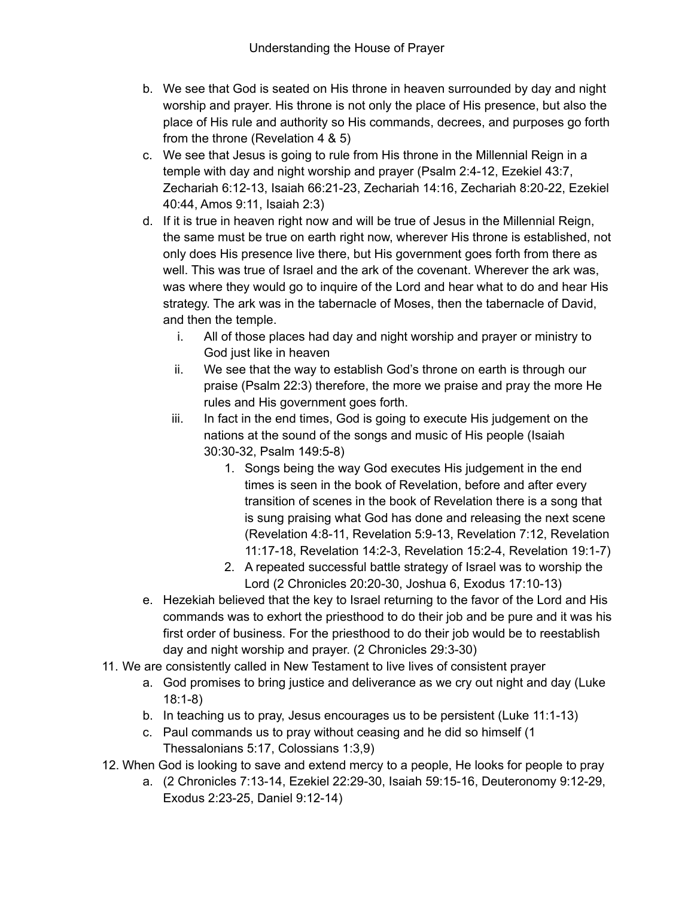b. We see that God is seated on His throne in heaven surrounded by day and night worship and prayer. His throne is not only the place of His presence, but also the place of His rule and authority so His commands, decrees, and purposes go forth from the throne (Revelation 4 & 5)

c. We see that Jesus is going to rule from His throne in the Millennial Reign in a temple with day and night worship and prayer (Psalm 2:4-12, Ezekiel 43:7, Zechariah 6:12-13, Isaiah 66:21-23, Zechariah 14:16, Zechariah 8:20-22, Ezekiel 40:44, Amos 9:11, Isaiah 2:3)

d. If it is true in heaven right now and will be true of Jesus in the Millennial Reign, the same must be true on earth right now, wherever His throne is established, not only does His presence live there, but His government goes forth from there as well. This was true of Israel and the ark of the covenant. Wherever the ark was, was where they would go to inquire of the Lord and hear what to do and hear His strategy. The ark was in the tabernacle of Moses, then the tabernacle of David, and then the temple.

   i. All of those places had day and night worship and prayer or ministry to God just like in heaven

   ii. We see that the way to establish God's throne on earth is through our praise (Psalm 22:3) therefore, the more we praise and pray the more He rules and His government goes forth.

   iii. In fact in the end times, God is going to execute His judgement on the nations at the sound of the songs and music of His people (Isaiah 30:30-32, Psalm 149:5-8)

      1. Songs being the way God executes His judgement in the end times is seen in the book of Revelation, before and after every transition of scenes in the book of Revelation there is a song that is sung praising what God has done and releasing the next scene (Revelation 4:8-11, Revelation 5:9-13, Revelation 7:12, Revelation 11:17-18, Revelation 14:2-3, Revelation 15:2-4, Revelation 19:1-7)
      2. A repeated successful battle strategy of Israel was to worship the Lord (2 Chronicles 20:20-30, Joshua 6, Exodus 17:10-13)

e. Hezekiah believed that the key to Israel returning to the favor of the Lord and His commands was to exhort the priesthood to do their job and be pure and it was his first order of business. For the priesthood to do their job would be to reestablish day and night worship and prayer. (2 Chronicles 29:3-30)

11. We are consistently called in New Testament to live lives of consistent prayer
    a. God promises to bring justice and deliverance as we cry out night and day (Luke 18:1-8)
    b. In teaching us to pray, Jesus encourages us to be persistent (Luke 11:1-13)
    c. Paul commands us to pray without ceasing and he did so himself (1 Thessalonians 5:17, Colossians 1:3,9)
12. When God is looking to save and extend mercy to a people, He looks for people to pray
    a. (2 Chronicles 7:13-14, Ezekiel 22:29-30, Isaiah 59:15-16, Deuteronomy 9:12-29, Exodus 2:23-25, Daniel 9:12-14)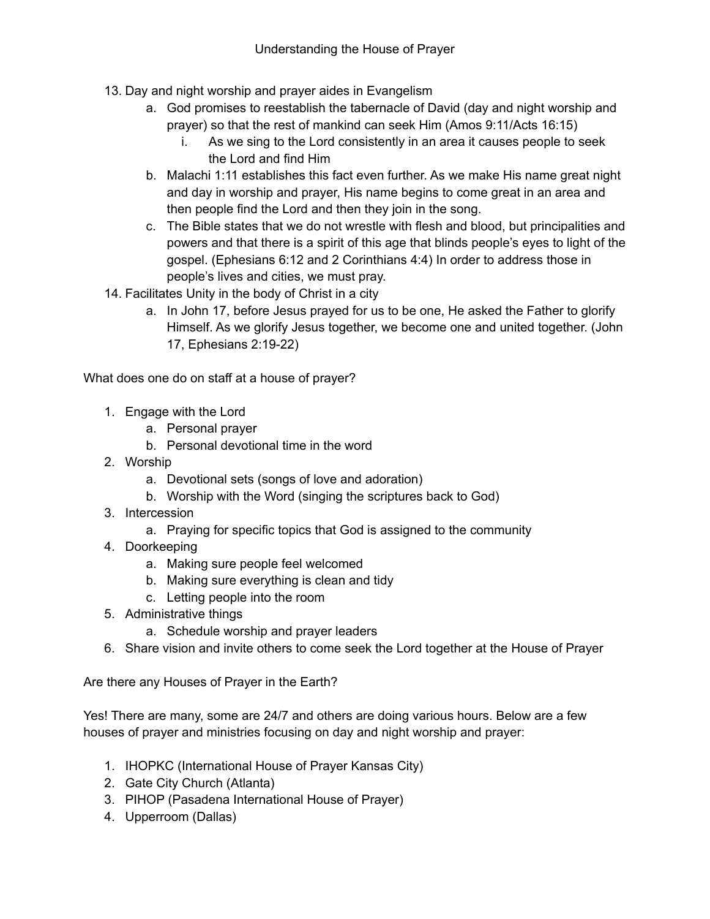13. Day and night worship and prayer aides in Evangelism
    a. God promises to reestablish the tabernacle of David (day and night worship and prayer) so that the rest of mankind can seek Him (Amos 9:11/Acts 16:15)
        i. As we sing to the Lord consistently in an area it causes people to seek the Lord and find Him
    b. Malachi 1:11 establishes this fact even further. As we make His name great night and day in worship and prayer, His name begins to come great in an area and then people find the Lord and then they join in the song.
    c. The Bible states that we do not wrestle with flesh and blood, but principalities and powers and that there is a spirit of this age that blinds people's eyes to light of the gospel. (Ephesians 6:12 and 2 Corinthians 4:4) In order to address those in people's lives and cities, we must pray.
14. Facilitates Unity in the body of Christ in a city
    a. In John 17, before Jesus prayed for us to be one, He asked the Father to glorify Himself. As we glorify Jesus together, we become one and united together. (John 17, Ephesians 2:19-22)

What does one do on staff at a house of prayer?

1. Engage with the Lord
    a. Personal prayer
    b. Personal devotional time in the word
2. Worship
    a. Devotional sets (songs of love and adoration)
    b. Worship with the Word (singing the scriptures back to God)
3. Intercession
    a. Praying for specific topics that God is assigned to the community
4. Doorkeeping
    a. Making sure people feel welcomed
    b. Making sure everything is clean and tidy
    c. Letting people into the room
5. Administrative things
    a. Schedule worship and prayer leaders
6. Share vision and invite others to come seek the Lord together at the House of Prayer

Are there any Houses of Prayer in the Earth?

Yes! There are many, some are 24/7 and others are doing various hours. Below are a few houses of prayer and ministries focusing on day and night worship and prayer:

1. IHOPKC (International House of Prayer Kansas City)
2. Gate City Church (Atlanta)
3. PIHOP (Pasadena International House of Prayer)
4. Upperroom (Dallas)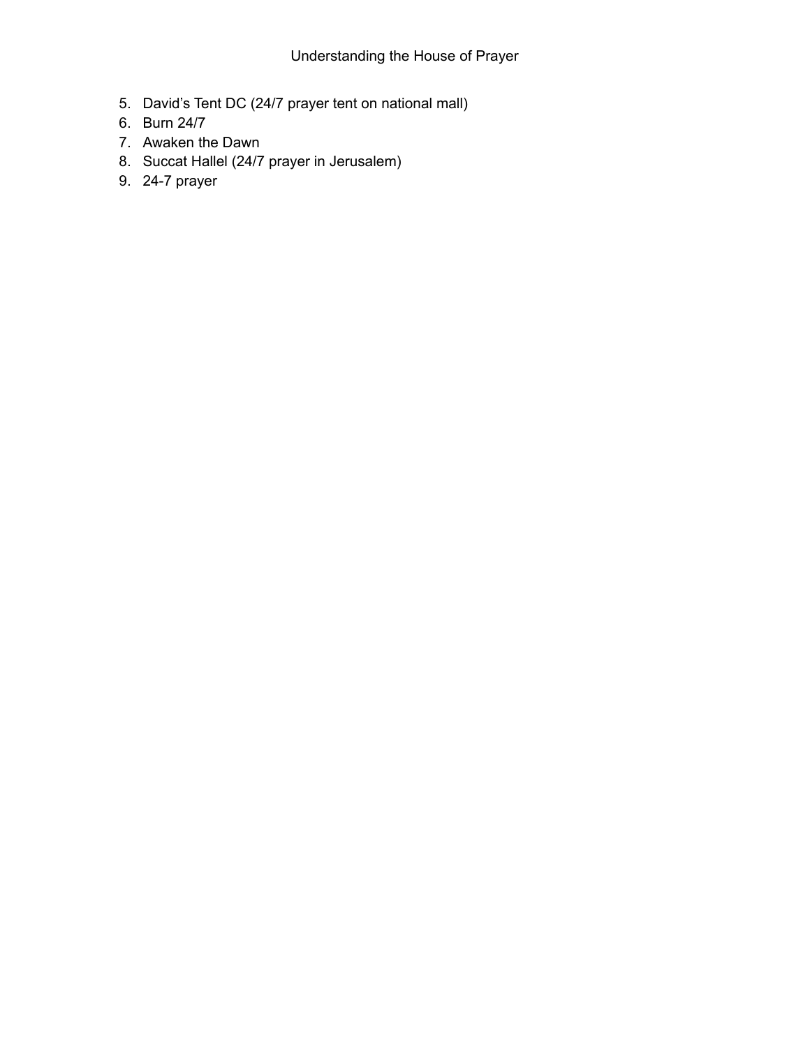5. David's Tent DC (24/7 prayer tent on national mall)
6. Burn 24/7
7. Awaken the Dawn
8. Succat Hallel (24/7 prayer in Jerusalem)
9. 24-7 prayer